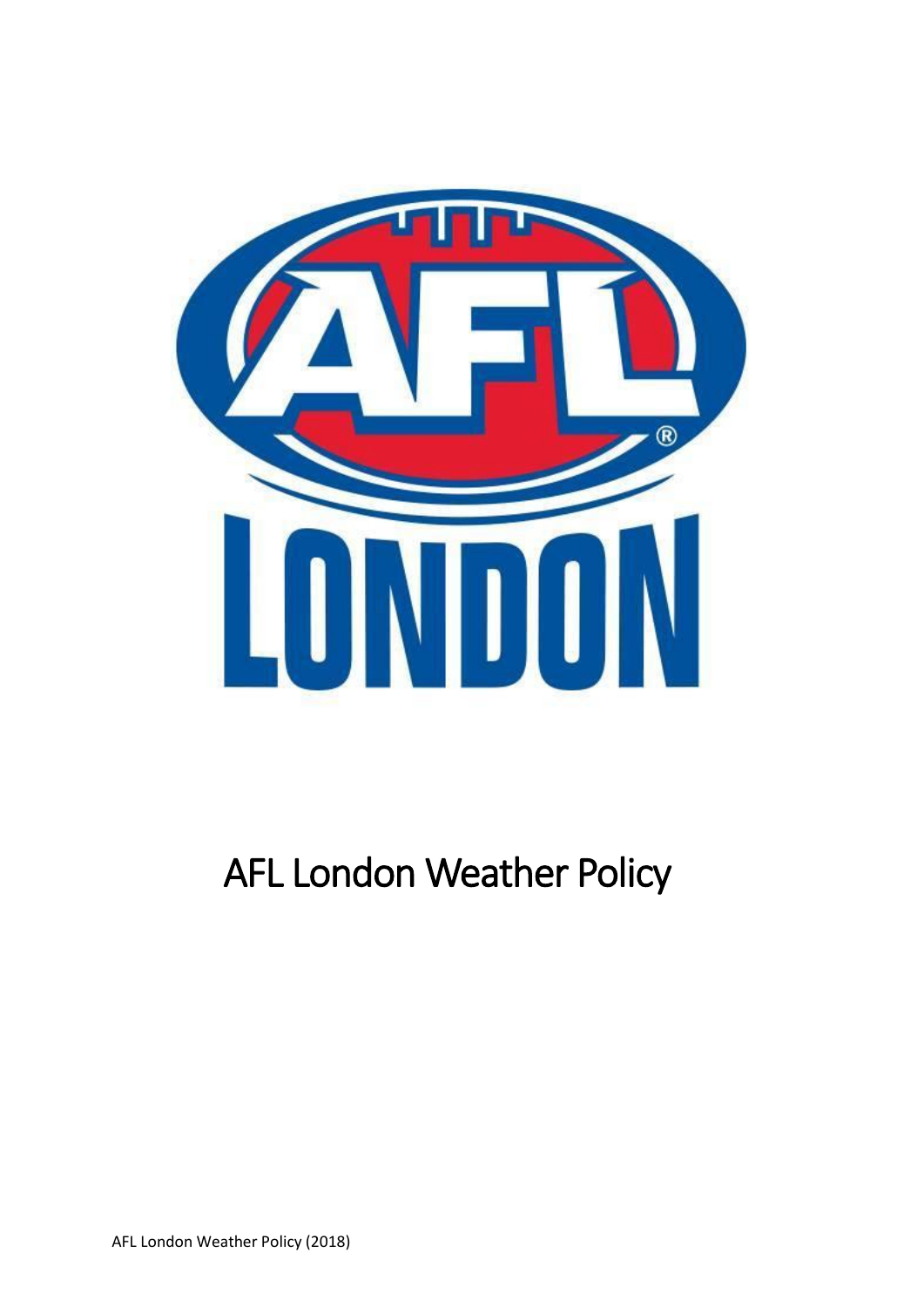# AFL London Weather Policy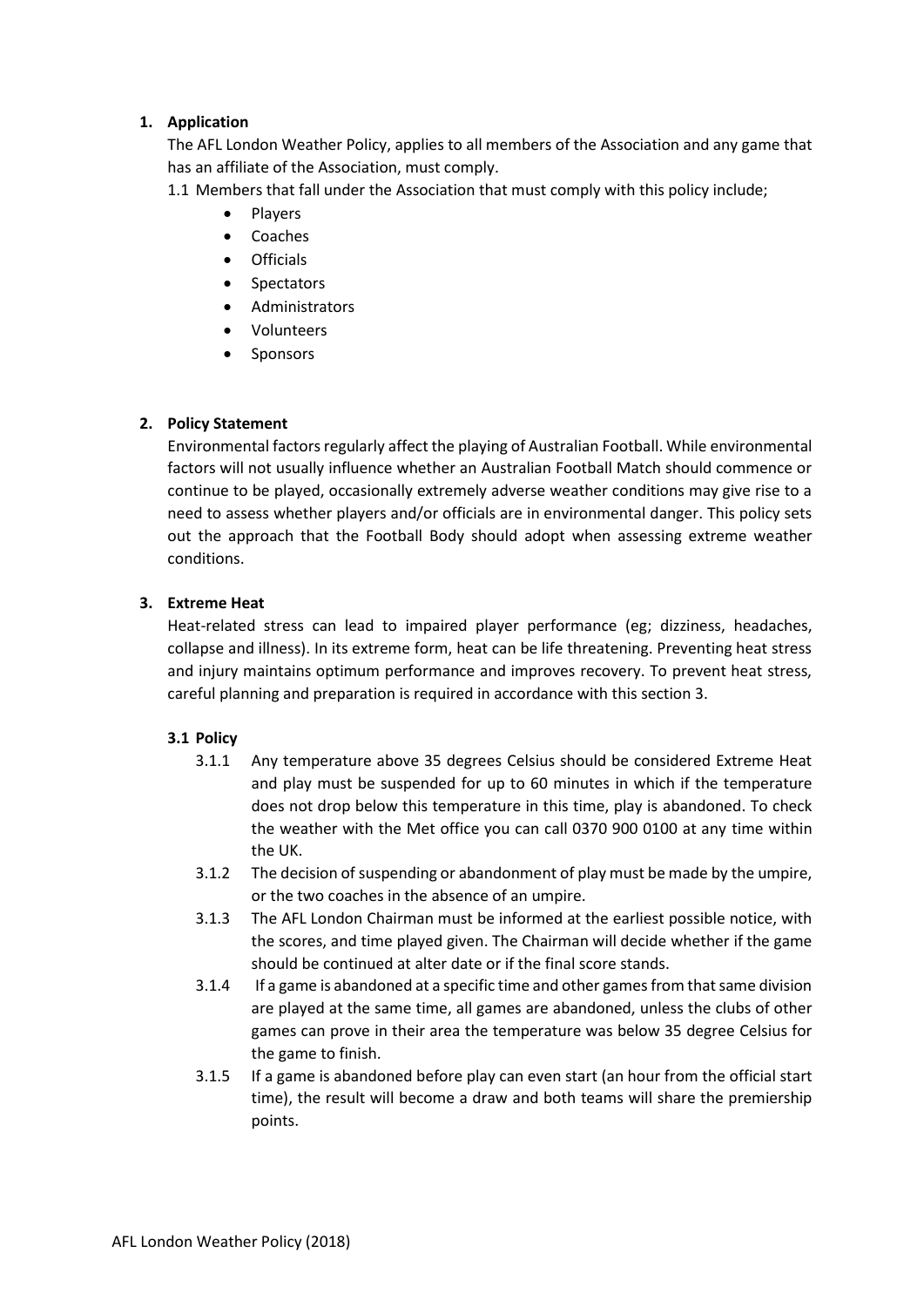1. **Application**

The AFL London Weather Policy, applies to all members of the Association and any game that has an affiliate of the Association, must comply.

1.1 Members that fall under the Association that must comply with this policy include;

- Players
- Coaches
- Officials
- Spectators
- Administrators
- Volunteers
- Sponsors

2. **Policy Statement**

Environmental factors regularly affect the playing of Australian Football. While environmental factors will not usually influence whether an Australian Football Match should commence or continue to be played, occasionally extremely adverse weather conditions may give rise to a need to assess whether players and/or officials are in environmental danger. This policy sets out the approach that the Football Body should adopt when assessing extreme weather conditions.

3. **Extreme Heat**

Heat-related stress can lead to impaired player performance (eg; dizziness, headaches, collapse and illness). In its extreme form, heat can be life threatening. Preventing heat stress and injury maintains optimum performance and improves recovery. To prevent heat stress, careful planning and preparation is required in accordance with this section 3.

**3.1 Policy**

3.1.1 Any temperature above 35 degrees Celsius should be considered Extreme Heat and play must be suspended for up to 60 minutes in which if the temperature does not drop below this temperature in this time, play is abandoned. To check the weather with the Met office you can call 0370 900 0100 at any time within the UK.

3.1.2 The decision of suspending or abandonment of play must be made by the umpire, or the two coaches in the absence of an umpire.

3.1.3 The AFL London Chairman must be informed at the earliest possible notice, with the scores, and time played given. The Chairman will decide whether if the game should be continued at alter date or if the final score stands.

3.1.4 If a game is abandoned at a specific time and other games from that same division are played at the same time, all games are abandoned, unless the clubs of other games can prove in their area the temperature was below 35 degree Celsius for the game to finish.

3.1.5 If a game is abandoned before play can even start (an hour from the official start time), the result will become a draw and both teams will share the premiership points.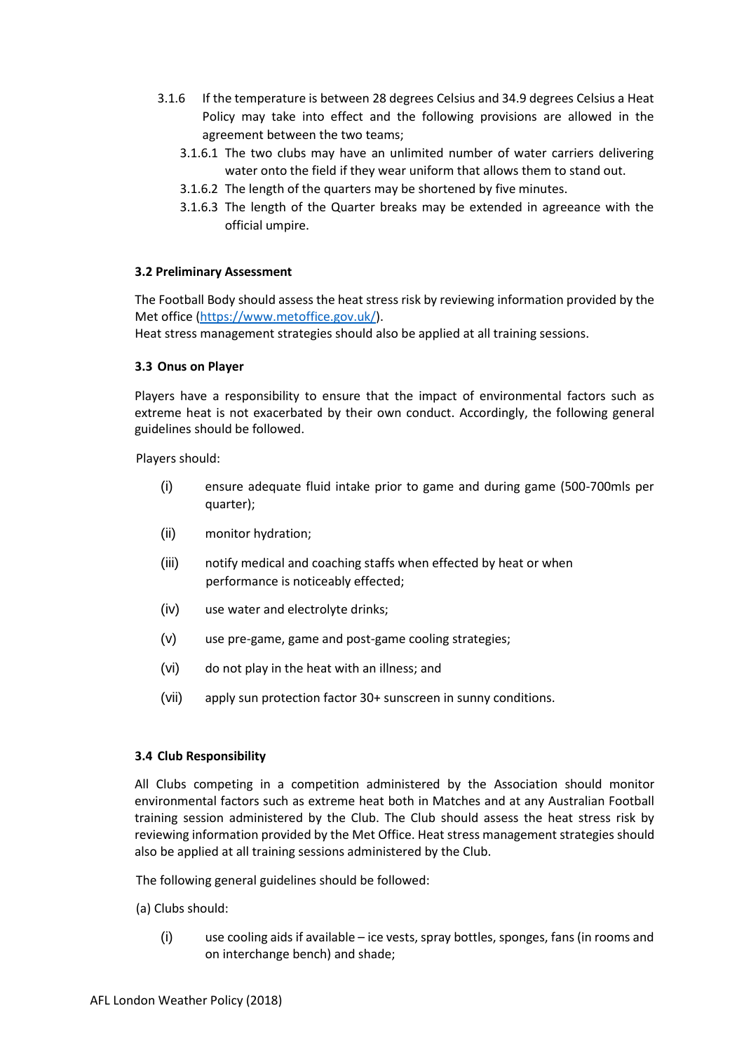3.1.6 If the temperature is between 28 degrees Celsius and 34.9 degrees Celsius a Heat Policy may take into effect and the following provisions are allowed in the agreement between the two teams;

3.1.6.1 The two clubs may have an unlimited number of water carriers delivering water onto the field if they wear uniform that allows them to stand out.

3.1.6.2 The length of the quarters may be shortened by five minutes.

3.1.6.3 The length of the Quarter breaks may be extended in agreeance with the official umpire.

### 3.2 Preliminary Assessment

The Football Body should assess the heat stress risk by reviewing information provided by the Met office (https://www.metoffice.gov.uk/).
Heat stress management strategies should also be applied at all training sessions.

### 3.3 Onus on Player

Players have a responsibility to ensure that the impact of environmental factors such as extreme heat is not exacerbated by their own conduct. Accordingly, the following general guidelines should be followed.

Players should:

(i) ensure adequate fluid intake prior to game and during game (500-700mls per quarter);

(ii) monitor hydration;

(iii) notify medical and coaching staffs when effected by heat or when performance is noticeably effected;

(iv) use water and electrolyte drinks;

(v) use pre-game, game and post-game cooling strategies;

(vi) do not play in the heat with an illness; and

(vii) apply sun protection factor 30+ sunscreen in sunny conditions.

### 3.4 Club Responsibility

All Clubs competing in a competition administered by the Association should monitor environmental factors such as extreme heat both in Matches and at any Australian Football training session administered by the Club. The Club should assess the heat stress risk by reviewing information provided by the Met Office. Heat stress management strategies should also be applied at all training sessions administered by the Club.

The following general guidelines should be followed:

(a) Clubs should:

(i) use cooling aids if available – ice vests, spray bottles, sponges, fans (in rooms and on interchange bench) and shade;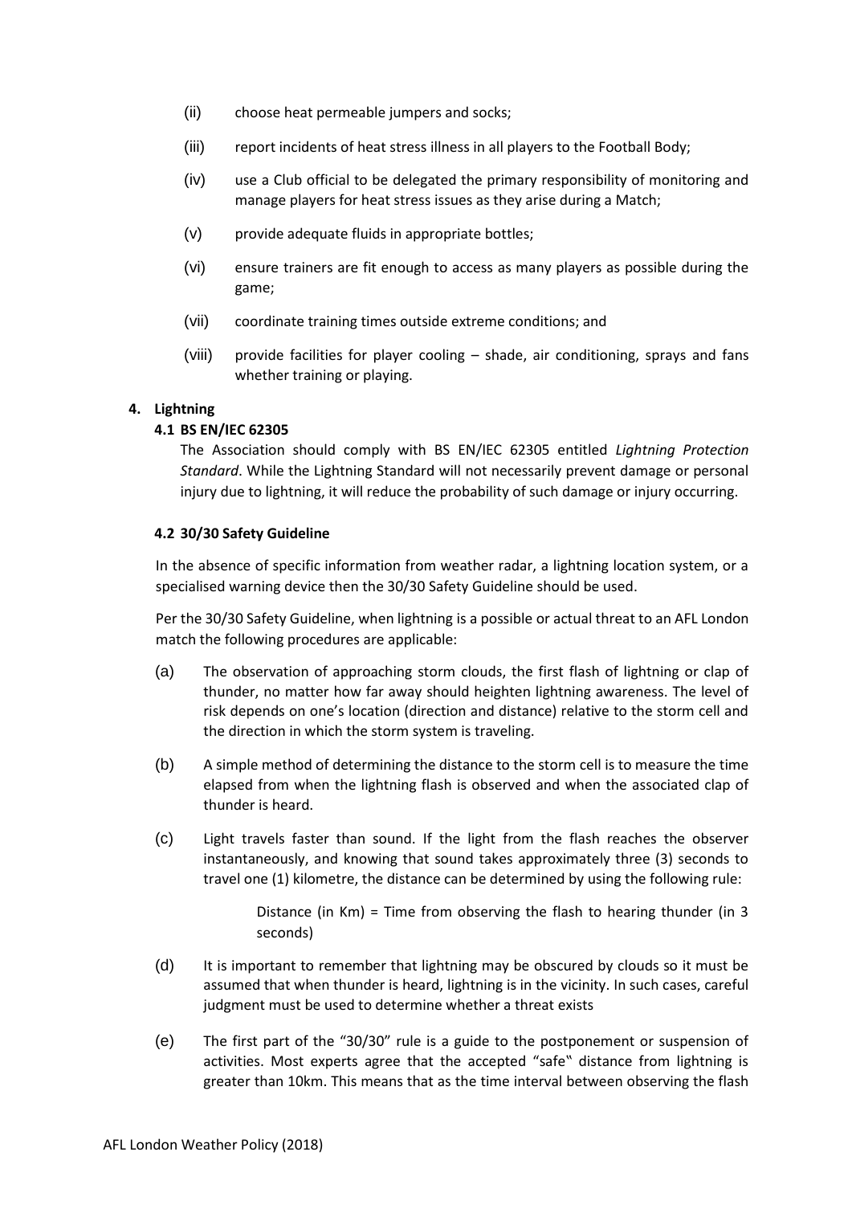(ii) choose heat permeable jumpers and socks;

(iii) report incidents of heat stress illness in all players to the Football Body;

(iv) use a Club official to be delegated the primary responsibility of monitoring and manage players for heat stress issues as they arise during a Match;

(v) provide adequate fluids in appropriate bottles;

(vi) ensure trainers are fit enough to access as many players as possible during the game;

(vii) coordinate training times outside extreme conditions; and

(viii) provide facilities for player cooling – shade, air conditioning, sprays and fans whether training or playing.

## 4. Lightning

### 4.1 BS EN/IEC 62305

The Association should comply with BS EN/IEC 62305 entitled *Lightning Protection Standard*. While the Lightning Standard will not necessarily prevent damage or personal injury due to lightning, it will reduce the probability of such damage or injury occurring.

### 4.2 30/30 Safety Guideline

In the absence of specific information from weather radar, a lightning location system, or a specialised warning device then the 30/30 Safety Guideline should be used.

Per the 30/30 Safety Guideline, when lightning is a possible or actual threat to an AFL London match the following procedures are applicable:

(a) The observation of approaching storm clouds, the first flash of lightning or clap of thunder, no matter how far away should heighten lightning awareness. The level of risk depends on one's location (direction and distance) relative to the storm cell and the direction in which the storm system is traveling.

(b) A simple method of determining the distance to the storm cell is to measure the time elapsed from when the lightning flash is observed and when the associated clap of thunder is heard.

(c) Light travels faster than sound. If the light from the flash reaches the observer instantaneously, and knowing that sound takes approximately three (3) seconds to travel one (1) kilometre, the distance can be determined by using the following rule:

> Distance (in Km) = Time from observing the flash to hearing thunder (in 3 seconds)

(d) It is important to remember that lightning may be obscured by clouds so it must be assumed that when thunder is heard, lightning is in the vicinity. In such cases, careful judgment must be used to determine whether a threat exists

(e) The first part of the "30/30" rule is a guide to the postponement or suspension of activities. Most experts agree that the accepted "safe" distance from lightning is greater than 10km. This means that as the time interval between observing the flash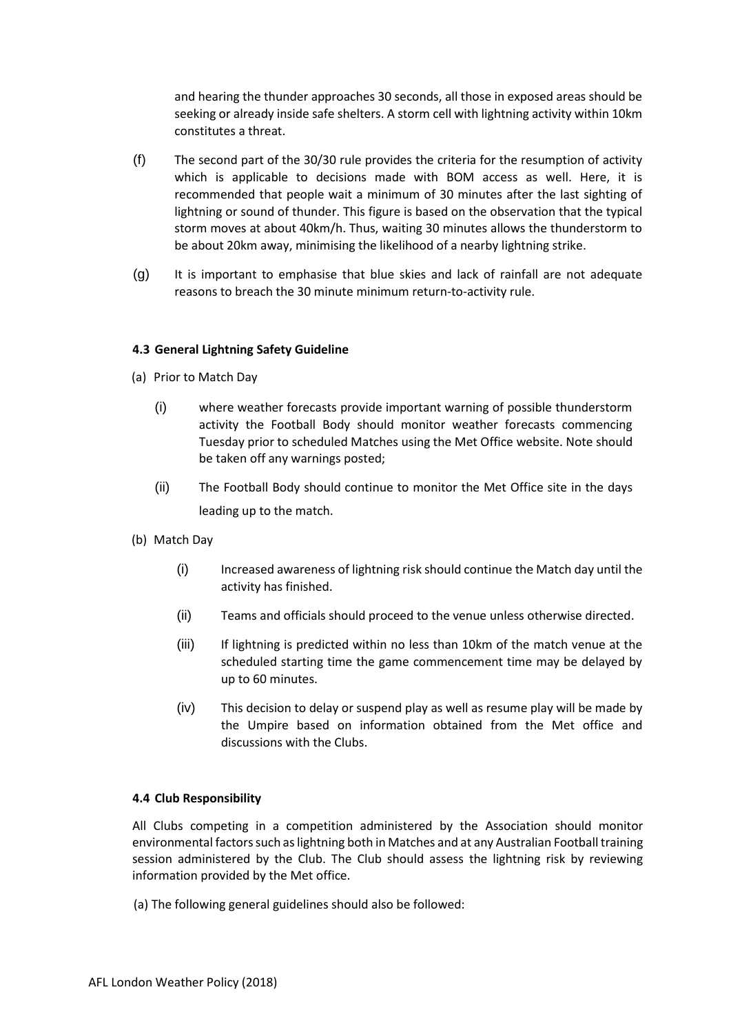and hearing the thunder approaches 30 seconds, all those in exposed areas should be seeking or already inside safe shelters. A storm cell with lightning activity within 10km constitutes a threat.

(f) The second part of the 30/30 rule provides the criteria for the resumption of activity which is applicable to decisions made with BOM access as well. Here, it is recommended that people wait a minimum of 30 minutes after the last sighting of lightning or sound of thunder. This figure is based on the observation that the typical storm moves at about 40km/h. Thus, waiting 30 minutes allows the thunderstorm to be about 20km away, minimising the likelihood of a nearby lightning strike.

(g) It is important to emphasise that blue skies and lack of rainfall are not adequate reasons to breach the 30 minute minimum return-to-activity rule.

**4.3 General Lightning Safety Guideline**

(a) Prior to Match Day

(i) where weather forecasts provide important warning of possible thunderstorm activity the Football Body should monitor weather forecasts commencing Tuesday prior to scheduled Matches using the Met Office website. Note should be taken off any warnings posted;

(ii) The Football Body should continue to monitor the Met Office site in the days leading up to the match.

(b) Match Day

(i) Increased awareness of lightning risk should continue the Match day until the activity has finished.

(ii) Teams and officials should proceed to the venue unless otherwise directed.

(iii) If lightning is predicted within no less than 10km of the match venue at the scheduled starting time the game commencement time may be delayed by up to 60 minutes.

(iv) This decision to delay or suspend play as well as resume play will be made by the Umpire based on information obtained from the Met office and discussions with the Clubs.

**4.4 Club Responsibility**

All Clubs competing in a competition administered by the Association should monitor environmental factors such as lightning both in Matches and at any Australian Football training session administered by the Club. The Club should assess the lightning risk by reviewing information provided by the Met office.

(a) The following general guidelines should also be followed: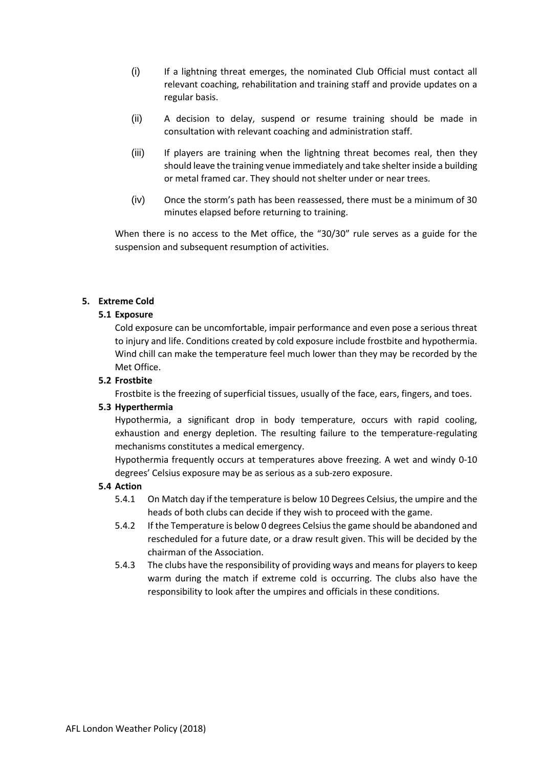(i) If a lightning threat emerges, the nominated Club Official must contact all relevant coaching, rehabilitation and training staff and provide updates on a regular basis.

(ii) A decision to delay, suspend or resume training should be made in consultation with relevant coaching and administration staff.

(iii) If players are training when the lightning threat becomes real, then they should leave the training venue immediately and take shelter inside a building or metal framed car. They should not shelter under or near trees.

(iv) Once the storm's path has been reassessed, there must be a minimum of 30 minutes elapsed before returning to training.

When there is no access to the Met office, the "30/30" rule serves as a guide for the suspension and subsequent resumption of activities.

## 5. Extreme Cold

### 5.1 Exposure

Cold exposure can be uncomfortable, impair performance and even pose a serious threat to injury and life. Conditions created by cold exposure include frostbite and hypothermia. Wind chill can make the temperature feel much lower than they may be recorded by the Met Office.

### 5.2 Frostbite

Frostbite is the freezing of superficial tissues, usually of the face, ears, fingers, and toes.

### 5.3 Hyperthermia

Hypothermia, a significant drop in body temperature, occurs with rapid cooling, exhaustion and energy depletion. The resulting failure to the temperature-regulating mechanisms constitutes a medical emergency.

Hypothermia frequently occurs at temperatures above freezing. A wet and windy 0-10 degrees' Celsius exposure may be as serious as a sub-zero exposure.

### 5.4 Action

5.4.1 On Match day if the temperature is below 10 Degrees Celsius, the umpire and the heads of both clubs can decide if they wish to proceed with the game.

5.4.2 If the Temperature is below 0 degrees Celsius the game should be abandoned and rescheduled for a future date, or a draw result given. This will be decided by the chairman of the Association.

5.4.3 The clubs have the responsibility of providing ways and means for players to keep warm during the match if extreme cold is occurring. The clubs also have the responsibility to look after the umpires and officials in these conditions.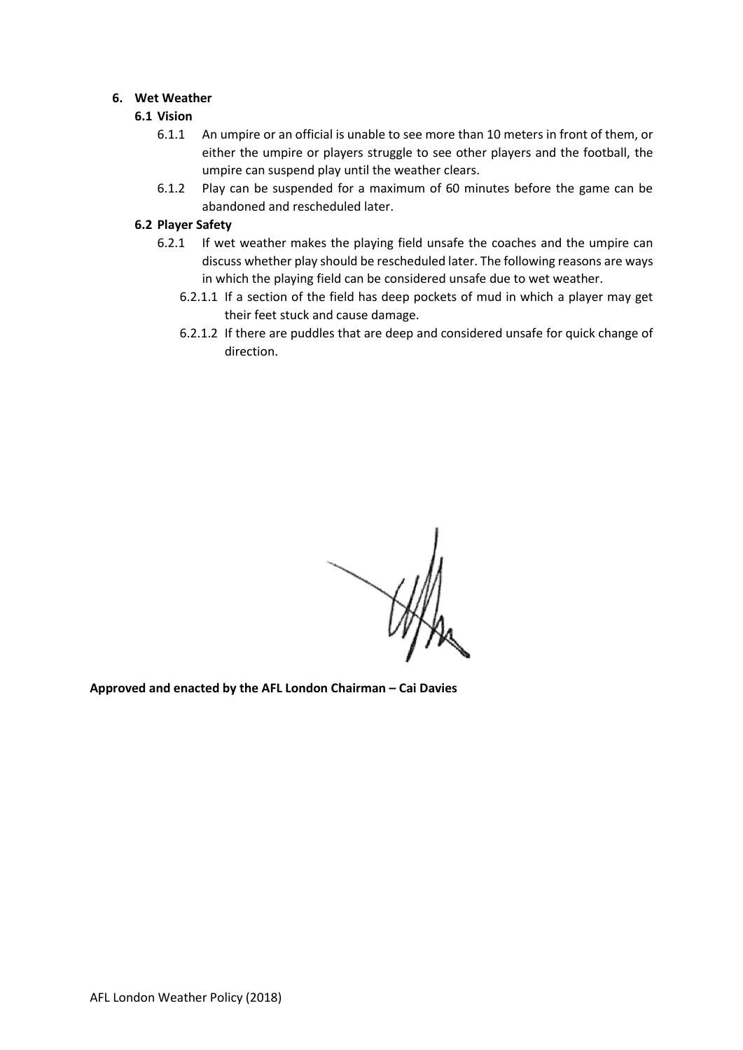## 6. Wet Weather

### 6.1 Vision

6.1.1 An umpire or an official is unable to see more than 10 meters in front of them, or either the umpire or players struggle to see other players and the football, the umpire can suspend play until the weather clears.

6.1.2 Play can be suspended for a maximum of 60 minutes before the game can be abandoned and rescheduled later.

### 6.2 Player Safety

6.2.1 If wet weather makes the playing field unsafe the coaches and the umpire can discuss whether play should be rescheduled later. The following reasons are ways in which the playing field can be considered unsafe due to wet weather.

6.2.1.1 If a section of the field has deep pockets of mud in which a player may get their feet stuck and cause damage.

6.2.1.2 If there are puddles that are deep and considered unsafe for quick change of direction.

**Approved and enacted by the AFL London Chairman – Cai Davies**

AFL London Weather Policy (2018)